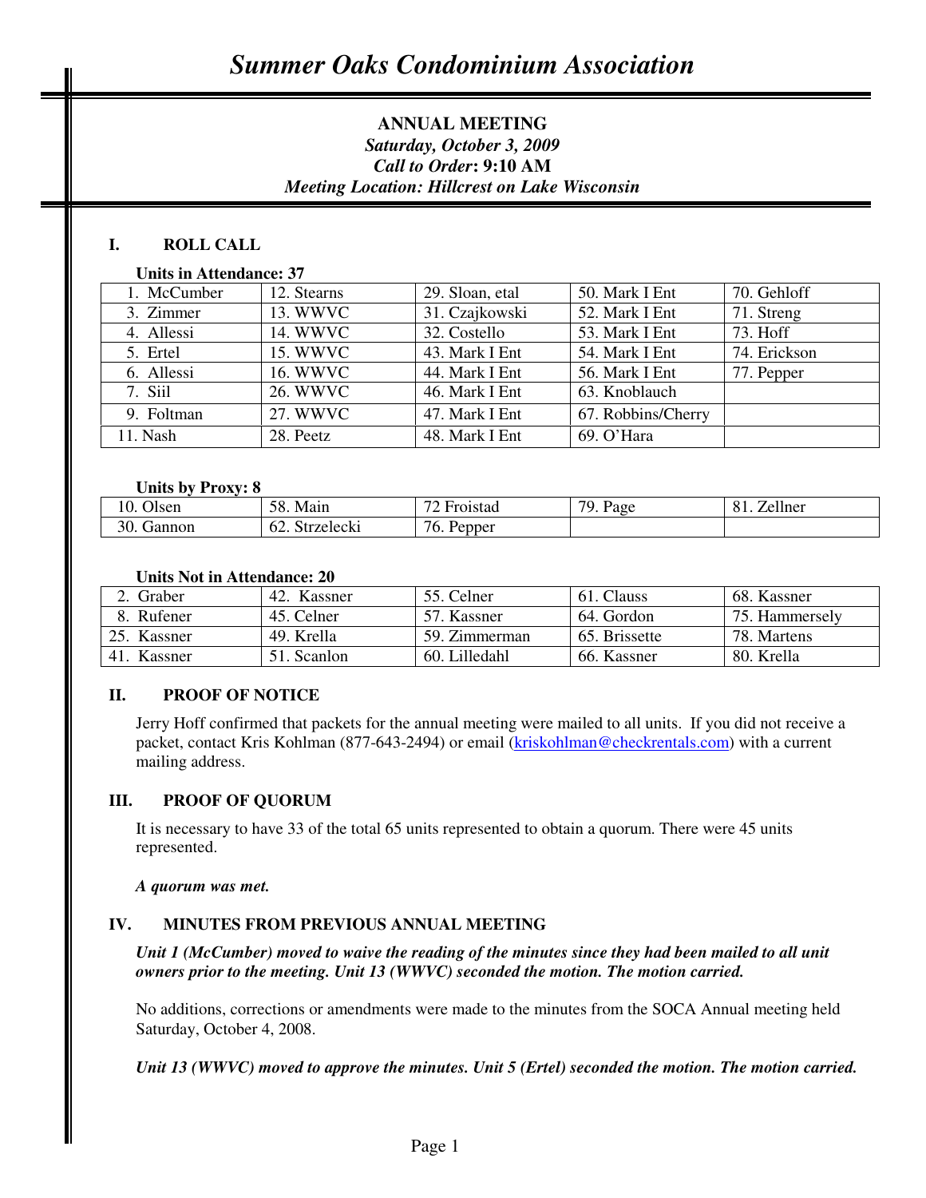# *Summer Oaks Condominium Association*

**ANNUAL MEETING**
***Saturday, October 3, 2009***
***Call to Order*: 9:10 AM**
***Meeting Location: Hillcrest on Lake Wisconsin***

## I. ROLL CALL

**Units in Attendance: 37**

| | | | | |
|---|---|---|---|---|
| 1. McCumber | 12. Stearns | 29. Sloan, etal | 50. Mark I Ent | 70. Gehloff |
| 3. Zimmer | 13. WWVC | 31. Czajkowski | 52. Mark I Ent | 71. Streng |
| 4. Allessi | 14. WWVC | 32. Costello | 53. Mark I Ent | 73. Hoff |
| 5. Ertel | 15. WWVC | 43. Mark I Ent | 54. Mark I Ent | 74. Erickson |
| 6. Allessi | 16. WWVC | 44. Mark I Ent | 56. Mark I Ent | 77. Pepper |
| 7. Siil | 26. WWVC | 46. Mark I Ent | 63. Knoblauch | |
| 9. Foltman | 27. WWVC | 47. Mark I Ent | 67. Robbins/Cherry | |
| 11. Nash | 28. Peetz | 48. Mark I Ent | 69. O'Hara | |

**Units by Proxy: 8**

| | | | | |
|---|---|---|---|---|
| 10. Olsen | 58. Main | 72 Froistad | 79. Page | 81. Zellner |
| 30. Gannon | 62. Strzelecki | 76. Pepper | | |

**Units Not in Attendance: 20**

| | | | | |
|---|---|---|---|---|
| 2. Graber | 42. Kassner | 55. Celner | 61. Clauss | 68. Kassner |
| 8. Rufener | 45. Celner | 57. Kassner | 64. Gordon | 75. Hammersely |
| 25. Kassner | 49. Krella | 59. Zimmerman | 65. Brissette | 78. Martens |
| 41. Kassner | 51. Scanlon | 60. Lilledahl | 66. Kassner | 80. Krella |

## II. PROOF OF NOTICE

Jerry Hoff confirmed that packets for the annual meeting were mailed to all units. If you did not receive a packet, contact Kris Kohlman (877-643-2494) or email (kriskohlman@checkrentals.com) with a current mailing address.

## III. PROOF OF QUORUM

It is necessary to have 33 of the total 65 units represented to obtain a quorum. There were 45 units represented.

***A quorum was met.***

## IV. MINUTES FROM PREVIOUS ANNUAL MEETING

***Unit 1 (McCumber) moved to waive the reading of the minutes since they had been mailed to all unit owners prior to the meeting. Unit 13 (WWVC) seconded the motion. The motion carried.***

No additions, corrections or amendments were made to the minutes from the SOCA Annual meeting held Saturday, October 4, 2008.

***Unit 13 (WWVC) moved to approve the minutes. Unit 5 (Ertel) seconded the motion. The motion carried.***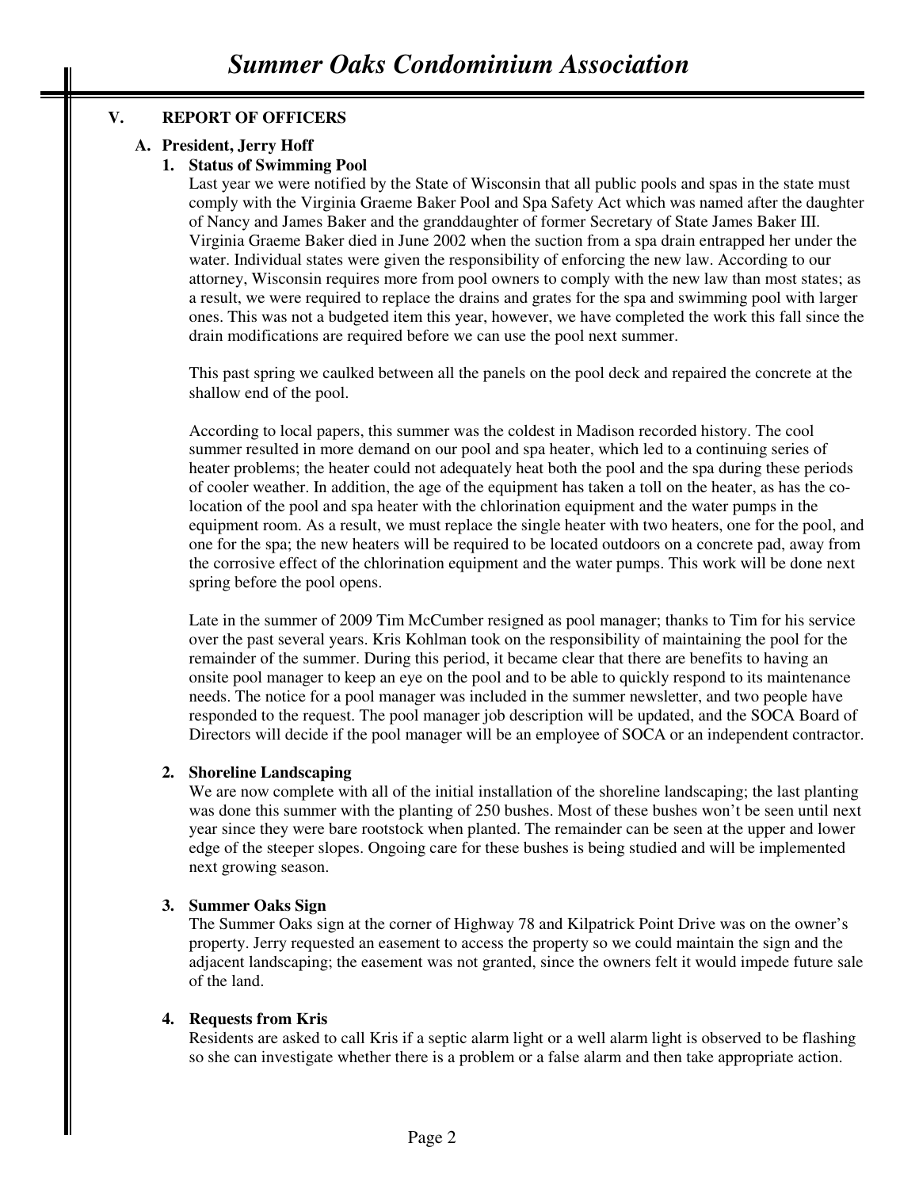## V. REPORT OF OFFICERS

### A. President, Jerry Hoff

#### 1. Status of Swimming Pool

Last year we were notified by the State of Wisconsin that all public pools and spas in the state must comply with the Virginia Graeme Baker Pool and Spa Safety Act which was named after the daughter of Nancy and James Baker and the granddaughter of former Secretary of State James Baker III. Virginia Graeme Baker died in June 2002 when the suction from a spa drain entrapped her under the water. Individual states were given the responsibility of enforcing the new law. According to our attorney, Wisconsin requires more from pool owners to comply with the new law than most states; as a result, we were required to replace the drains and grates for the spa and swimming pool with larger ones. This was not a budgeted item this year, however, we have completed the work this fall since the drain modifications are required before we can use the pool next summer.

This past spring we caulked between all the panels on the pool deck and repaired the concrete at the shallow end of the pool.

According to local papers, this summer was the coldest in Madison recorded history. The cool summer resulted in more demand on our pool and spa heater, which led to a continuing series of heater problems; the heater could not adequately heat both the pool and the spa during these periods of cooler weather. In addition, the age of the equipment has taken a toll on the heater, as has the co-location of the pool and spa heater with the chlorination equipment and the water pumps in the equipment room. As a result, we must replace the single heater with two heaters, one for the pool, and one for the spa; the new heaters will be required to be located outdoors on a concrete pad, away from the corrosive effect of the chlorination equipment and the water pumps. This work will be done next spring before the pool opens.

Late in the summer of 2009 Tim McCumber resigned as pool manager; thanks to Tim for his service over the past several years. Kris Kohlman took on the responsibility of maintaining the pool for the remainder of the summer. During this period, it became clear that there are benefits to having an onsite pool manager to keep an eye on the pool and to be able to quickly respond to its maintenance needs. The notice for a pool manager was included in the summer newsletter, and two people have responded to the request. The pool manager job description will be updated, and the SOCA Board of Directors will decide if the pool manager will be an employee of SOCA or an independent contractor.

#### 2. Shoreline Landscaping

We are now complete with all of the initial installation of the shoreline landscaping; the last planting was done this summer with the planting of 250 bushes. Most of these bushes won't be seen until next year since they were bare rootstock when planted. The remainder can be seen at the upper and lower edge of the steeper slopes. Ongoing care for these bushes is being studied and will be implemented next growing season.

#### 3. Summer Oaks Sign

The Summer Oaks sign at the corner of Highway 78 and Kilpatrick Point Drive was on the owner's property. Jerry requested an easement to access the property so we could maintain the sign and the adjacent landscaping; the easement was not granted, since the owners felt it would impede future sale of the land.

#### 4. Requests from Kris

Residents are asked to call Kris if a septic alarm light or a well alarm light is observed to be flashing so she can investigate whether there is a problem or a false alarm and then take appropriate action.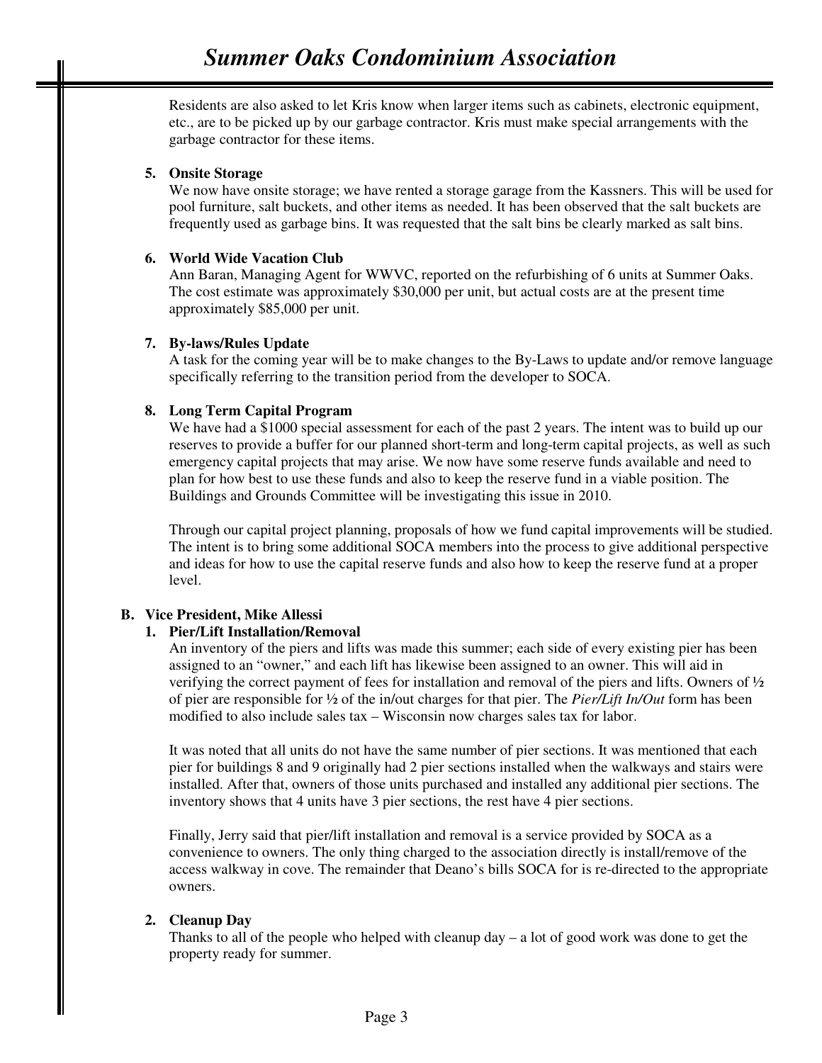Residents are also asked to let Kris know when larger items such as cabinets, electronic equipment, etc., are to be picked up by our garbage contractor. Kris must make special arrangements with the garbage contractor for these items.

5. **Onsite Storage**

   We now have onsite storage; we have rented a storage garage from the Kassners. This will be used for pool furniture, salt buckets, and other items as needed. It has been observed that the salt buckets are frequently used as garbage bins. It was requested that the salt bins be clearly marked as salt bins.

6. **World Wide Vacation Club**

   Ann Baran, Managing Agent for WWVC, reported on the refurbishing of 6 units at Summer Oaks. The cost estimate was approximately $30,000 per unit, but actual costs are at the present time approximately $85,000 per unit.

7. **By-laws/Rules Update**

   A task for the coming year will be to make changes to the By-Laws to update and/or remove language specifically referring to the transition period from the developer to SOCA.

8. **Long Term Capital Program**

   We have had a $1000 special assessment for each of the past 2 years. The intent was to build up our reserves to provide a buffer for our planned short-term and long-term capital projects, as well as such emergency capital projects that may arise. We now have some reserve funds available and need to plan for how best to use these funds and also to keep the reserve fund in a viable position. The Buildings and Grounds Committee will be investigating this issue in 2010.

   Through our capital project planning, proposals of how we fund capital improvements will be studied. The intent is to bring some additional SOCA members into the process to give additional perspective and ideas for how to use the capital reserve funds and also how to keep the reserve fund at a proper level.

**B. Vice President, Mike Allessi**

1. **Pier/Lift Installation/Removal**

   An inventory of the piers and lifts was made this summer; each side of every existing pier has been assigned to an "owner," and each lift has likewise been assigned to an owner. This will aid in verifying the correct payment of fees for installation and removal of the piers and lifts. Owners of ½ of pier are responsible for ½ of the in/out charges for that pier. The *Pier/Lift In/Out* form has been modified to also include sales tax – Wisconsin now charges sales tax for labor.

   It was noted that all units do not have the same number of pier sections. It was mentioned that each pier for buildings 8 and 9 originally had 2 pier sections installed when the walkways and stairs were installed. After that, owners of those units purchased and installed any additional pier sections. The inventory shows that 4 units have 3 pier sections, the rest have 4 pier sections.

   Finally, Jerry said that pier/lift installation and removal is a service provided by SOCA as a convenience to owners. The only thing charged to the association directly is install/remove of the access walkway in cove. The remainder that Deano's bills SOCA for is re-directed to the appropriate owners.

2. **Cleanup Day**

   Thanks to all of the people who helped with cleanup day – a lot of good work was done to get the property ready for summer.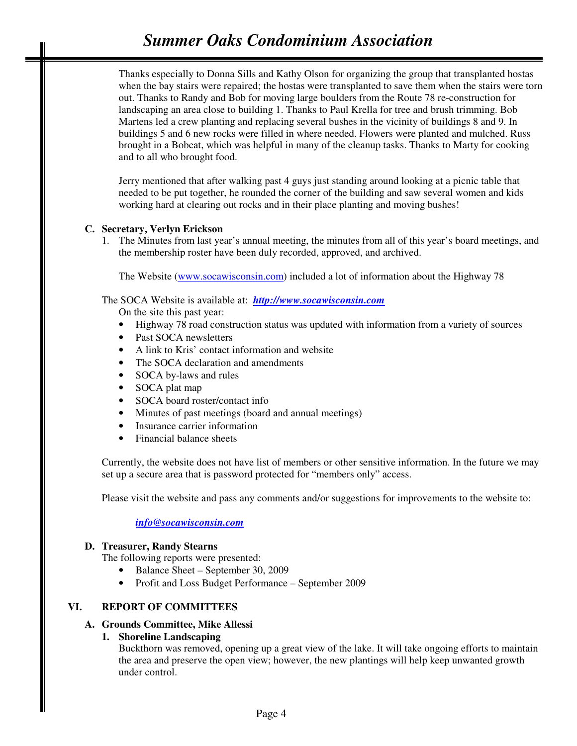Thanks especially to Donna Sills and Kathy Olson for organizing the group that transplanted hostas when the bay stairs were repaired; the hostas were transplanted to save them when the stairs were torn out. Thanks to Randy and Bob for moving large boulders from the Route 78 re-construction for landscaping an area close to building 1. Thanks to Paul Krella for tree and brush trimming. Bob Martens led a crew planting and replacing several bushes in the vicinity of buildings 8 and 9. In buildings 5 and 6 new rocks were filled in where needed. Flowers were planted and mulched. Russ brought in a Bobcat, which was helpful in many of the cleanup tasks. Thanks to Marty for cooking and to all who brought food.

Jerry mentioned that after walking past 4 guys just standing around looking at a picnic table that needed to be put together, he rounded the corner of the building and saw several women and kids working hard at clearing out rocks and in their place planting and moving bushes!

**C. Secretary, Verlyn Erickson**

1. The Minutes from last year's annual meeting, the minutes from all of this year's board meetings, and the membership roster have been duly recorded, approved, and archived.

   The Website (www.socawisconsin.com) included a lot of information about the Highway 78

The SOCA Website is available at: ***http://www.socawisconsin.com***

On the site this past year:

- Highway 78 road construction status was updated with information from a variety of sources
- Past SOCA newsletters
- A link to Kris' contact information and website
- The SOCA declaration and amendments
- SOCA by-laws and rules
- SOCA plat map
- SOCA board roster/contact info
- Minutes of past meetings (board and annual meetings)
- Insurance carrier information
- Financial balance sheets

Currently, the website does not have list of members or other sensitive information. In the future we may set up a secure area that is password protected for "members only" access.

Please visit the website and pass any comments and/or suggestions for improvements to the website to:

***info@socawisconsin.com***

**D. Treasurer, Randy Stearns**

The following reports were presented:

- Balance Sheet – September 30, 2009
- Profit and Loss Budget Performance – September 2009

## VI. REPORT OF COMMITTEES

**A. Grounds Committee, Mike Allessi**

**1. Shoreline Landscaping**

Buckthorn was removed, opening up a great view of the lake. It will take ongoing efforts to maintain the area and preserve the open view; however, the new plantings will help keep unwanted growth under control.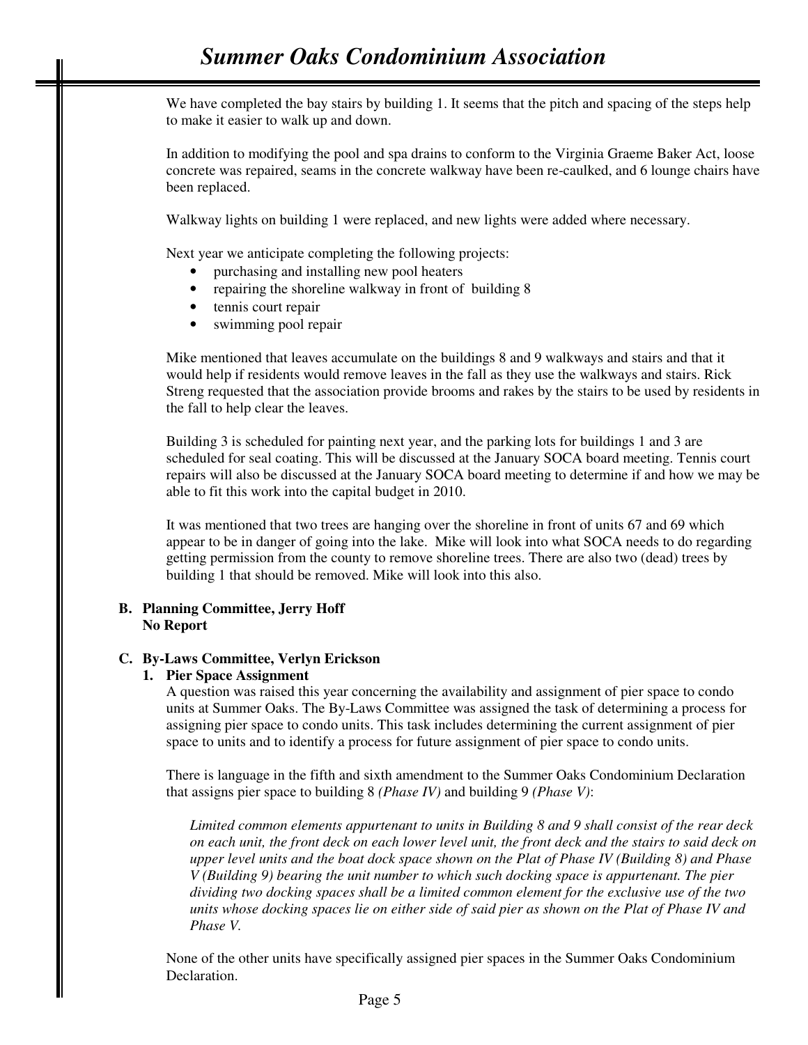We have completed the bay stairs by building 1. It seems that the pitch and spacing of the steps help to make it easier to walk up and down.

In addition to modifying the pool and spa drains to conform to the Virginia Graeme Baker Act, loose concrete was repaired, seams in the concrete walkway have been re-caulked, and 6 lounge chairs have been replaced.

Walkway lights on building 1 were replaced, and new lights were added where necessary.

Next year we anticipate completing the following projects:

- purchasing and installing new pool heaters
- repairing the shoreline walkway in front of building 8
- tennis court repair
- swimming pool repair

Mike mentioned that leaves accumulate on the buildings 8 and 9 walkways and stairs and that it would help if residents would remove leaves in the fall as they use the walkways and stairs. Rick Streng requested that the association provide brooms and rakes by the stairs to be used by residents in the fall to help clear the leaves.

Building 3 is scheduled for painting next year, and the parking lots for buildings 1 and 3 are scheduled for seal coating. This will be discussed at the January SOCA board meeting. Tennis court repairs will also be discussed at the January SOCA board meeting to determine if and how we may be able to fit this work into the capital budget in 2010.

It was mentioned that two trees are hanging over the shoreline in front of units 67 and 69 which appear to be in danger of going into the lake. Mike will look into what SOCA needs to do regarding getting permission from the county to remove shoreline trees. There are also two (dead) trees by building 1 that should be removed. Mike will look into this also.

**B. Planning Committee, Jerry Hoff**
**No Report**

**C. By-Laws Committee, Verlyn Erickson**

**1. Pier Space Assignment**

A question was raised this year concerning the availability and assignment of pier space to condo units at Summer Oaks. The By-Laws Committee was assigned the task of determining a process for assigning pier space to condo units. This task includes determining the current assignment of pier space to units and to identify a process for future assignment of pier space to condo units.

There is language in the fifth and sixth amendment to the Summer Oaks Condominium Declaration that assigns pier space to building 8 *(Phase IV)* and building 9 *(Phase V)*:

> *Limited common elements appurtenant to units in Building 8 and 9 shall consist of the rear deck on each unit, the front deck on each lower level unit, the front deck and the stairs to said deck on upper level units and the boat dock space shown on the Plat of Phase IV (Building 8) and Phase V (Building 9) bearing the unit number to which such docking space is appurtenant. The pier dividing two docking spaces shall be a limited common element for the exclusive use of the two units whose docking spaces lie on either side of said pier as shown on the Plat of Phase IV and Phase V.*

None of the other units have specifically assigned pier spaces in the Summer Oaks Condominium Declaration.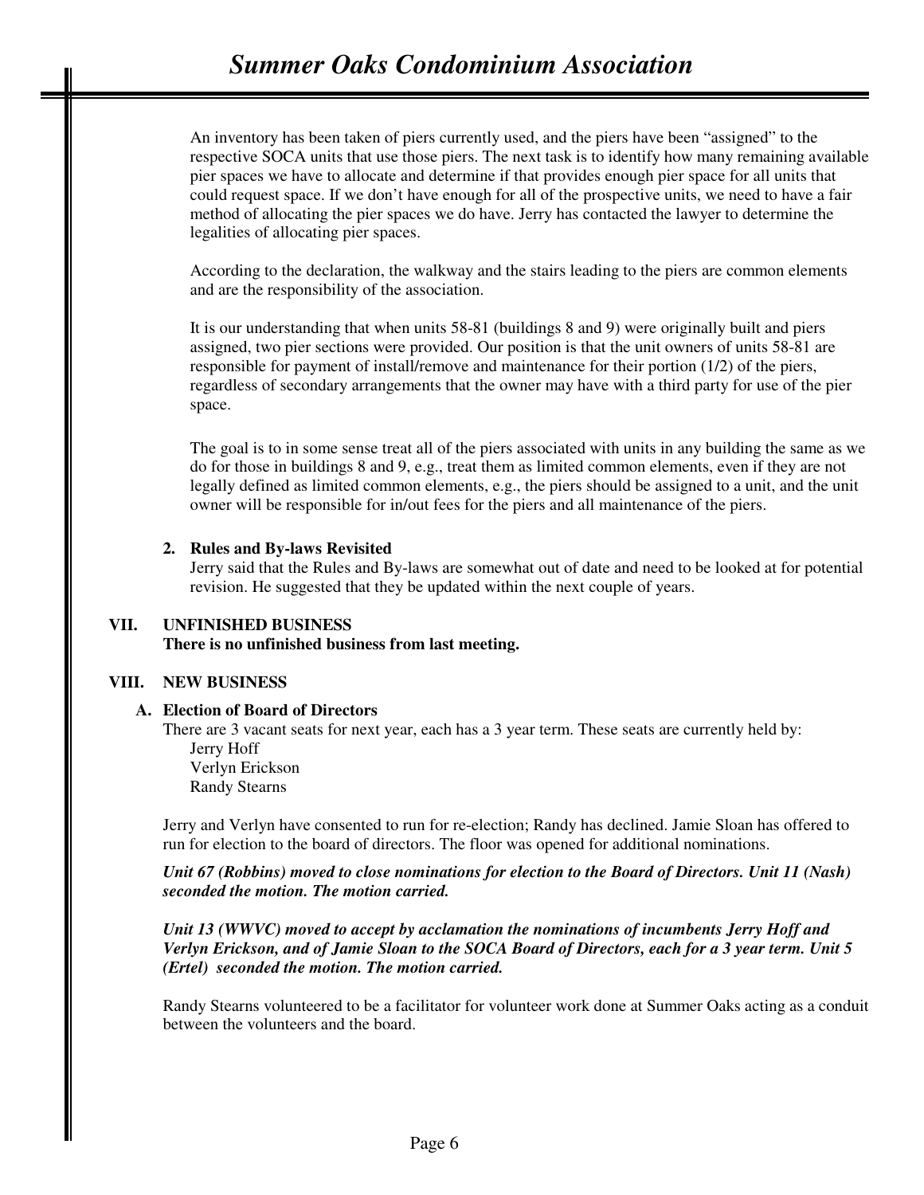An inventory has been taken of piers currently used, and the piers have been "assigned" to the respective SOCA units that use those piers. The next task is to identify how many remaining available pier spaces we have to allocate and determine if that provides enough pier space for all units that could request space. If we don't have enough for all of the prospective units, we need to have a fair method of allocating the pier spaces we do have. Jerry has contacted the lawyer to determine the legalities of allocating pier spaces.

According to the declaration, the walkway and the stairs leading to the piers are common elements and are the responsibility of the association.

It is our understanding that when units 58-81 (buildings 8 and 9) were originally built and piers assigned, two pier sections were provided. Our position is that the unit owners of units 58-81 are responsible for payment of install/remove and maintenance for their portion (1/2) of the piers, regardless of secondary arrangements that the owner may have with a third party for use of the pier space.

The goal is to in some sense treat all of the piers associated with units in any building the same as we do for those in buildings 8 and 9, e.g., treat them as limited common elements, even if they are not legally defined as limited common elements, e.g., the piers should be assigned to a unit, and the unit owner will be responsible for in/out fees for the piers and all maintenance of the piers.

2. **Rules and By-laws Revisited**
   Jerry said that the Rules and By-laws are somewhat out of date and need to be looked at for potential revision. He suggested that they be updated within the next couple of years.

## VII. UNFINISHED BUSINESS

**There is no unfinished business from last meeting.**

## VIII. NEW BUSINESS

### A. Election of Board of Directors

There are 3 vacant seats for next year, each has a 3 year term. These seats are currently held by:
Jerry Hoff
Verlyn Erickson
Randy Stearns

Jerry and Verlyn have consented to run for re-election; Randy has declined. Jamie Sloan has offered to run for election to the board of directors. The floor was opened for additional nominations.

***Unit 67 (Robbins) moved to close nominations for election to the Board of Directors. Unit 11 (Nash) seconded the motion. The motion carried.***

***Unit 13 (WWVC) moved to accept by acclamation the nominations of incumbents Jerry Hoff and Verlyn Erickson, and of Jamie Sloan to the SOCA Board of Directors, each for a 3 year term. Unit 5 (Ertel) seconded the motion. The motion carried.***

Randy Stearns volunteered to be a facilitator for volunteer work done at Summer Oaks acting as a conduit between the volunteers and the board.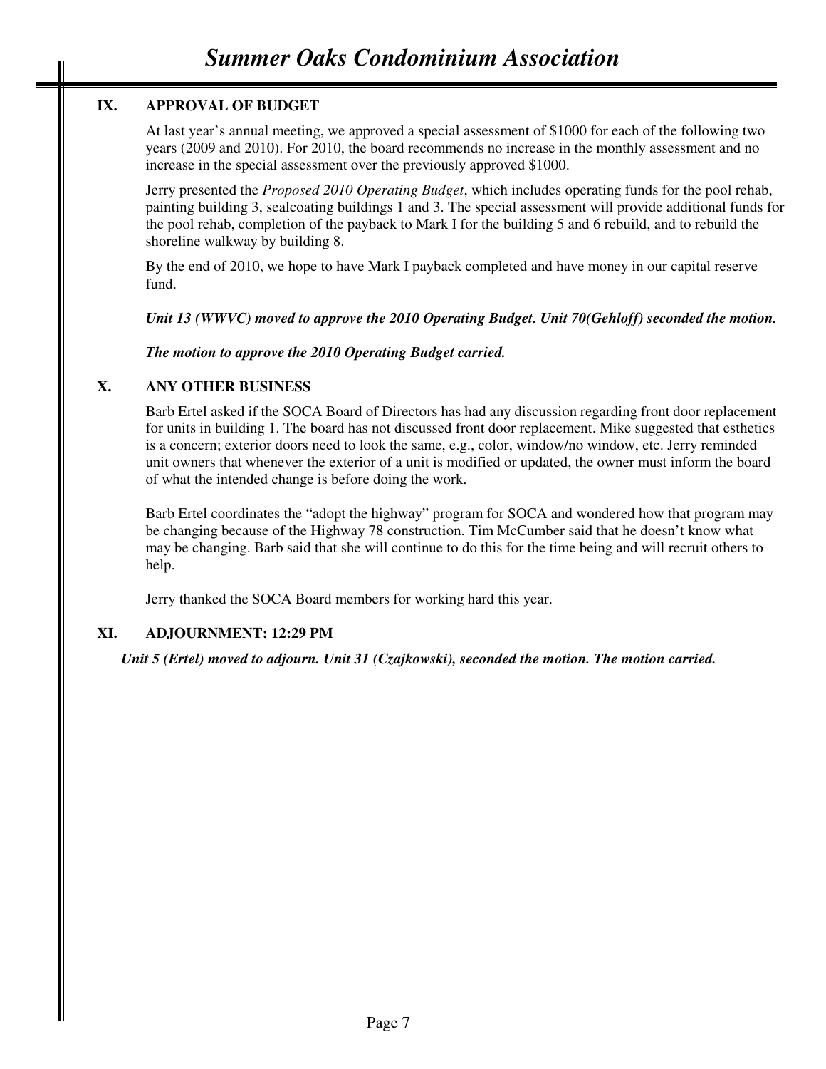## IX. APPROVAL OF BUDGET

At last year's annual meeting, we approved a special assessment of $1000 for each of the following two years (2009 and 2010). For 2010, the board recommends no increase in the monthly assessment and no increase in the special assessment over the previously approved $1000.

Jerry presented the *Proposed 2010 Operating Budget*, which includes operating funds for the pool rehab, painting building 3, sealcoating buildings 1 and 3. The special assessment will provide additional funds for the pool rehab, completion of the payback to Mark I for the building 5 and 6 rebuild, and to rebuild the shoreline walkway by building 8.

By the end of 2010, we hope to have Mark I payback completed and have money in our capital reserve fund.

***Unit 13 (WWVC) moved to approve the 2010 Operating Budget. Unit 70(Gehloff) seconded the motion.***

***The motion to approve the 2010 Operating Budget carried.***

## X. ANY OTHER BUSINESS

Barb Ertel asked if the SOCA Board of Directors has had any discussion regarding front door replacement for units in building 1. The board has not discussed front door replacement. Mike suggested that esthetics is a concern; exterior doors need to look the same, e.g., color, window/no window, etc. Jerry reminded unit owners that whenever the exterior of a unit is modified or updated, the owner must inform the board of what the intended change is before doing the work.

Barb Ertel coordinates the "adopt the highway" program for SOCA and wondered how that program may be changing because of the Highway 78 construction. Tim McCumber said that he doesn't know what may be changing. Barb said that she will continue to do this for the time being and will recruit others to help.

Jerry thanked the SOCA Board members for working hard this year.

## XI. ADJOURNMENT: 12:29 PM

***Unit 5 (Ertel) moved to adjourn. Unit 31 (Czajkowski), seconded the motion. The motion carried.***